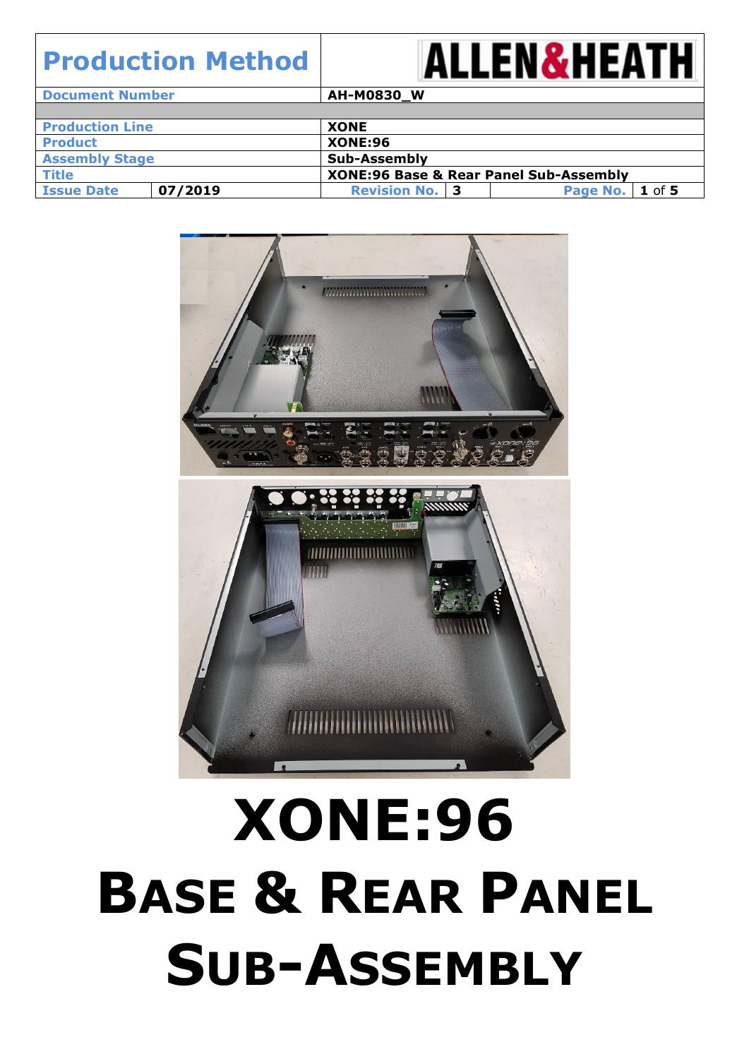| Production Method | ALLEN&HEATH | | |
|---|---|---|---|
| Document Number | AH-M0830_W | | |
| | | | |
| Production Line | XONE | | |
| Product | XONE:96 | | |
| Assembly Stage | Sub-Assembly | | |
| Title | XONE:96 Base & Rear Panel Sub-Assembly | | |
| Issue Date 07/2019 | Revision No. 3 | Page No. | 1 of 5 |

# XONE:96

# BASE & REAR PANEL SUB-ASSEMBLY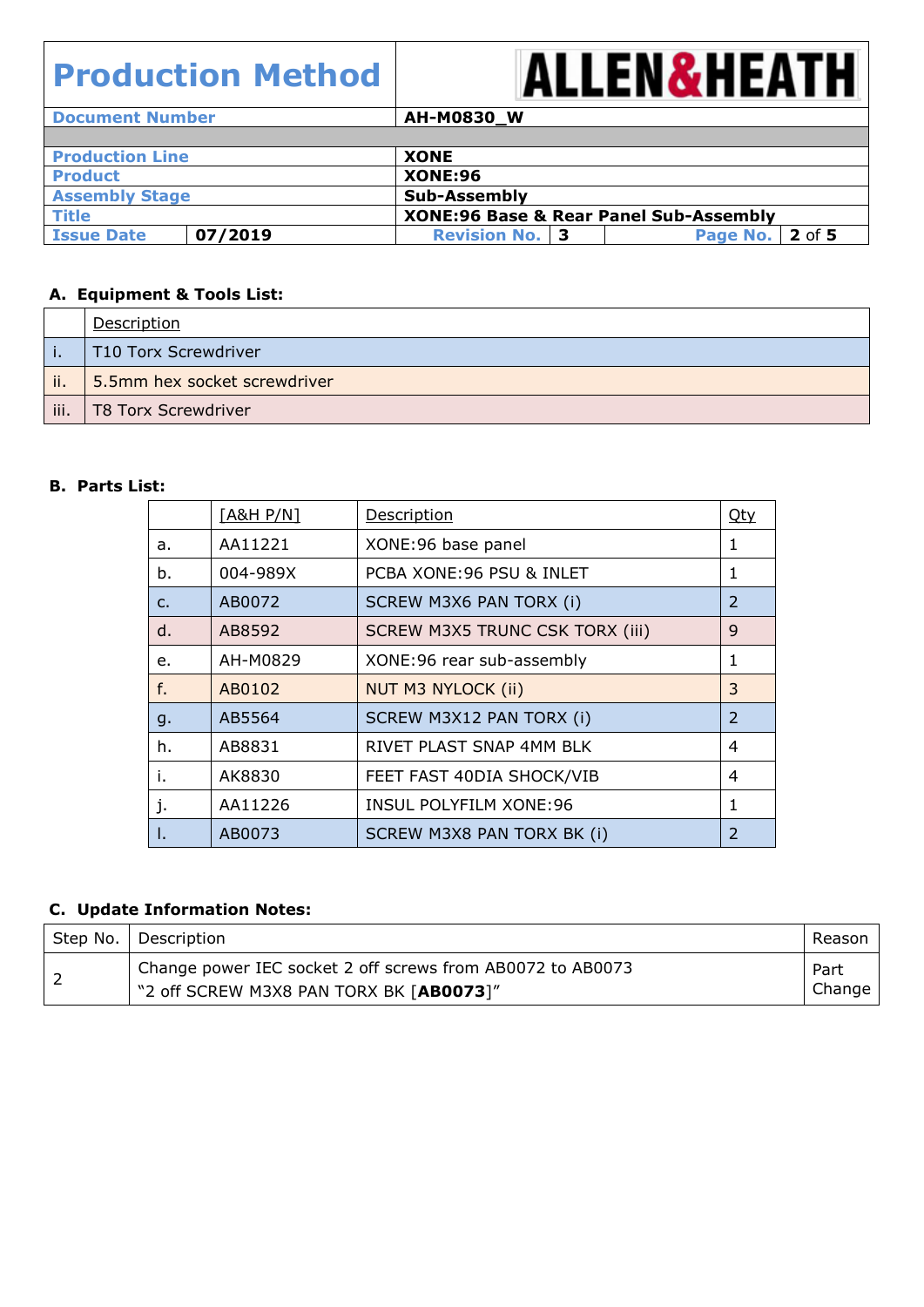| Production Method | ALLEN&HEATH | | |
| --- | --- | --- | --- |
| Document Number | AH-M0830_W | | |
| | | | |
| Production Line | XONE | | |
| Product | XONE:96 | | |
| Assembly Stage | Sub-Assembly | | |
| Title | XONE:96 Base & Rear Panel Sub-Assembly | | |
| Issue Date: 07/2019 | Revision No.: 3 | Page No.: 2 of 5 | |

## A. Equipment & Tools List:

| | Description |
| --- | --- |
| i. | T10 Torx Screwdriver |
| ii. | 5.5mm hex socket screwdriver |
| iii. | T8 Torx Screwdriver |

## B. Parts List:

| | [A&H P/N] | Description | Qty |
| --- | --- | --- | --- |
| a. | AA11221 | XONE:96 base panel | 1 |
| b. | 004-989X | PCBA XONE:96 PSU & INLET | 1 |
| c. | AB0072 | SCREW M3X6 PAN TORX (i) | 2 |
| d. | AB8592 | SCREW M3X5 TRUNC CSK TORX (iii) | 9 |
| e. | AH-M0829 | XONE:96 rear sub-assembly | 1 |
| f. | AB0102 | NUT M3 NYLOCK (ii) | 3 |
| g. | AB5564 | SCREW M3X12 PAN TORX (i) | 2 |
| h. | AB8831 | RIVET PLAST SNAP 4MM BLK | 4 |
| i. | AK8830 | FEET FAST 40DIA SHOCK/VIB | 4 |
| j. | AA11226 | INSUL POLYFILM XONE:96 | 1 |
| l. | AB0073 | SCREW M3X8 PAN TORX BK (i) | 2 |

## C. Update Information Notes:

| Step No. | Description | Reason |
| --- | --- | --- |
| 2 | Change power IEC socket 2 off screws from AB0072 to AB0073<br>"2 off SCREW M3X8 PAN TORX BK [**AB0073**]" | Part Change |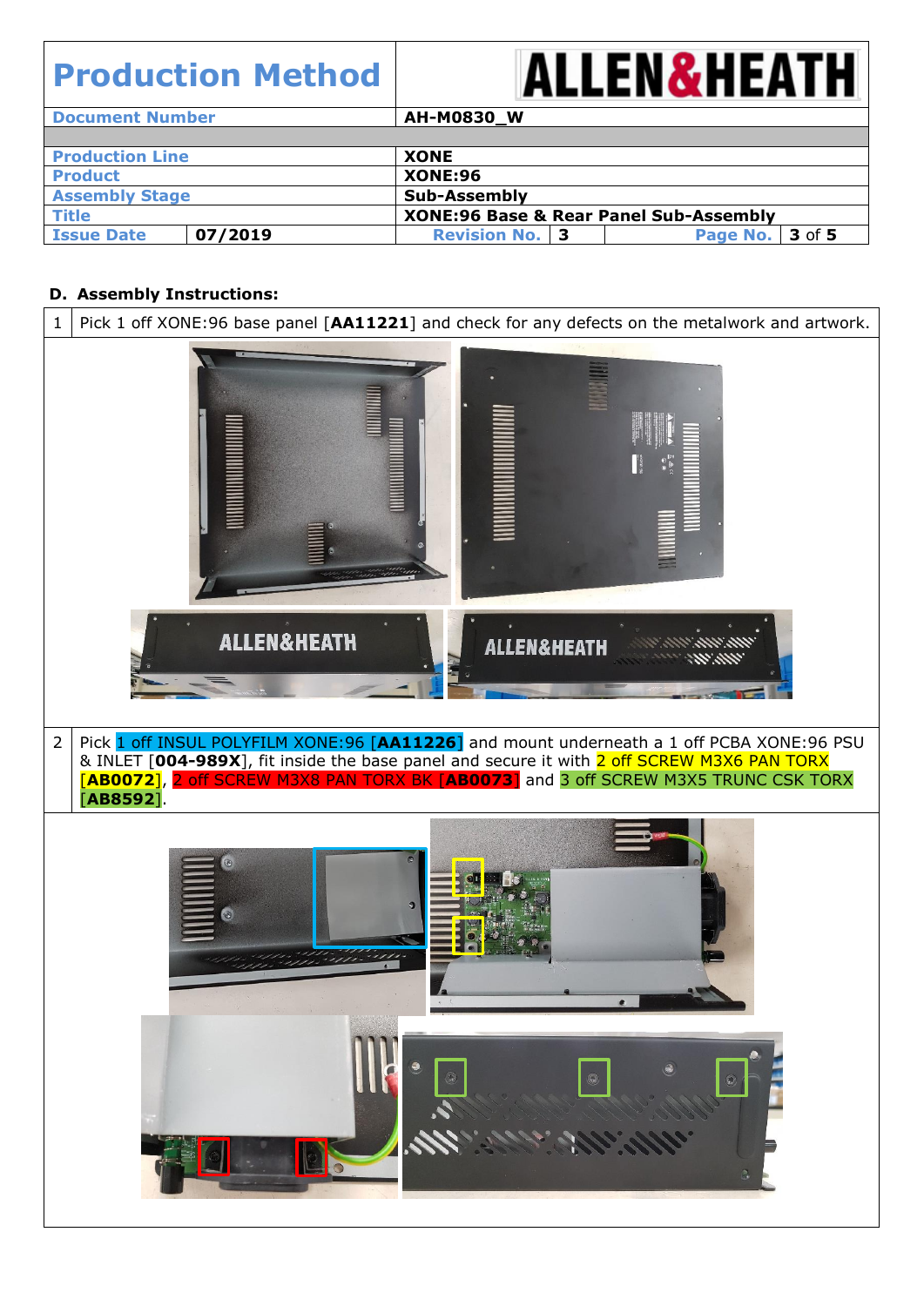# Production Method

**ALLEN&HEATH**

| | |
|---|---|
| **Document Number** | **AH-M0830_W** |
| **Production Line** | **XONE** |
| **Product** | **XONE:96** |
| **Assembly Stage** | **Sub-Assembly** |
| **Title** | **XONE:96 Base & Rear Panel Sub-Assembly** |
| **Issue Date** 07/2019 | **Revision No.** 3 |

## D. Assembly Instructions:

| | |
|---|---|
| 1 | Pick 1 off XONE:96 base panel [**AA11221**] and check for any defects on the metalwork and artwork. |
| 2 | Pick 1 off INSUL POLYFILM XONE:96 [**AA11226**] and mount underneath a 1 off PCBA XONE:96 PSU & INLET [**004-989X**], fit inside the base panel and secure it with 2 off SCREW M3X6 PAN TORX [**AB0072**], 2 off SCREW M3X8 PAN TORX BK [**AB0073**] and 3 off SCREW M3X5 TRUNC CSK TORX [**AB8592**]. |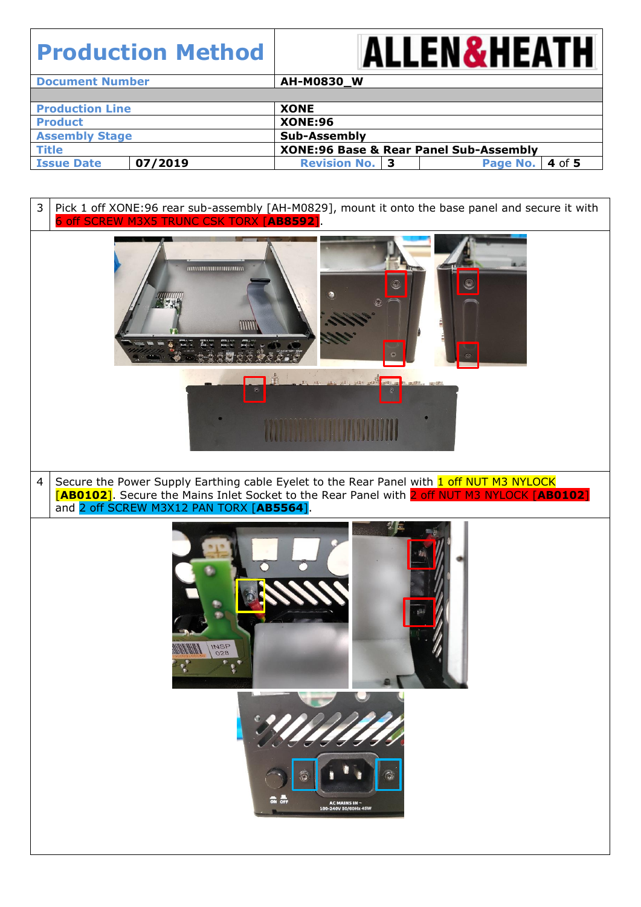# Production Method

**ALLEN&HEATH**

| Document Number | AH-M0830_W |
|---|---|
| | |
| Production Line | XONE |
| Product | XONE:96 |
| Assembly Stage | Sub-Assembly |
| Title | XONE:96 Base & Rear Panel Sub-Assembly |
| Issue Date | 07/2019 | Revision No. 3 | Page No. 4 of 5 |

| | |
|---|---|
| 3 | Pick 1 off XONE:96 rear sub-assembly [AH-M0829], mount it onto the base panel and secure it with 6 off SCREW M3X5 TRUNC CSK TORX [**AB8592**]. |
| 4 | Secure the Power Supply Earthing cable Eyelet to the Rear Panel with 1 off NUT M3 NYLOCK [**AB0102**]. Secure the Mains Inlet Socket to the Rear Panel with 2 off NUT M3 NYLOCK [**AB0102**] and 2 off SCREW M3X12 PAN TORX [**AB5564**]. |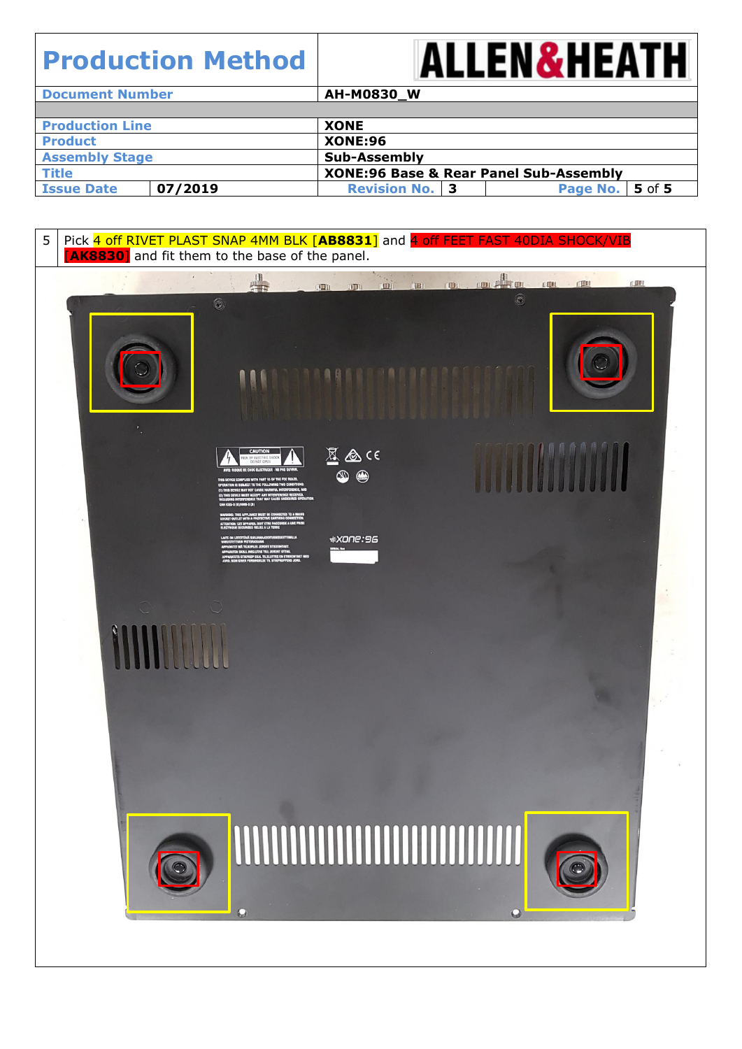| Production Method | ALLEN&HEATH | | | |
|---|---|---|---|---|
| Document Number | AH-M0830_W | | | |
| | | | | |
| Production Line | XONE | | | |
| Product | XONE:96 | | | |
| Assembly Stage | Sub-Assembly | | | |
| Title | XONE:96 Base & Rear Panel Sub-Assembly | | | |
| Issue Date 07/2019 | Revision No. | 3 | Page No. | 5 of 5 |

| | |
|---|---|
| 5 | Pick 4 off RIVET PLAST SNAP 4MM BLK [**AB8831**] and 4 off FEET FAST 40DIA SHOCK/VIB [**AK8830**] and fit them to the base of the panel. |